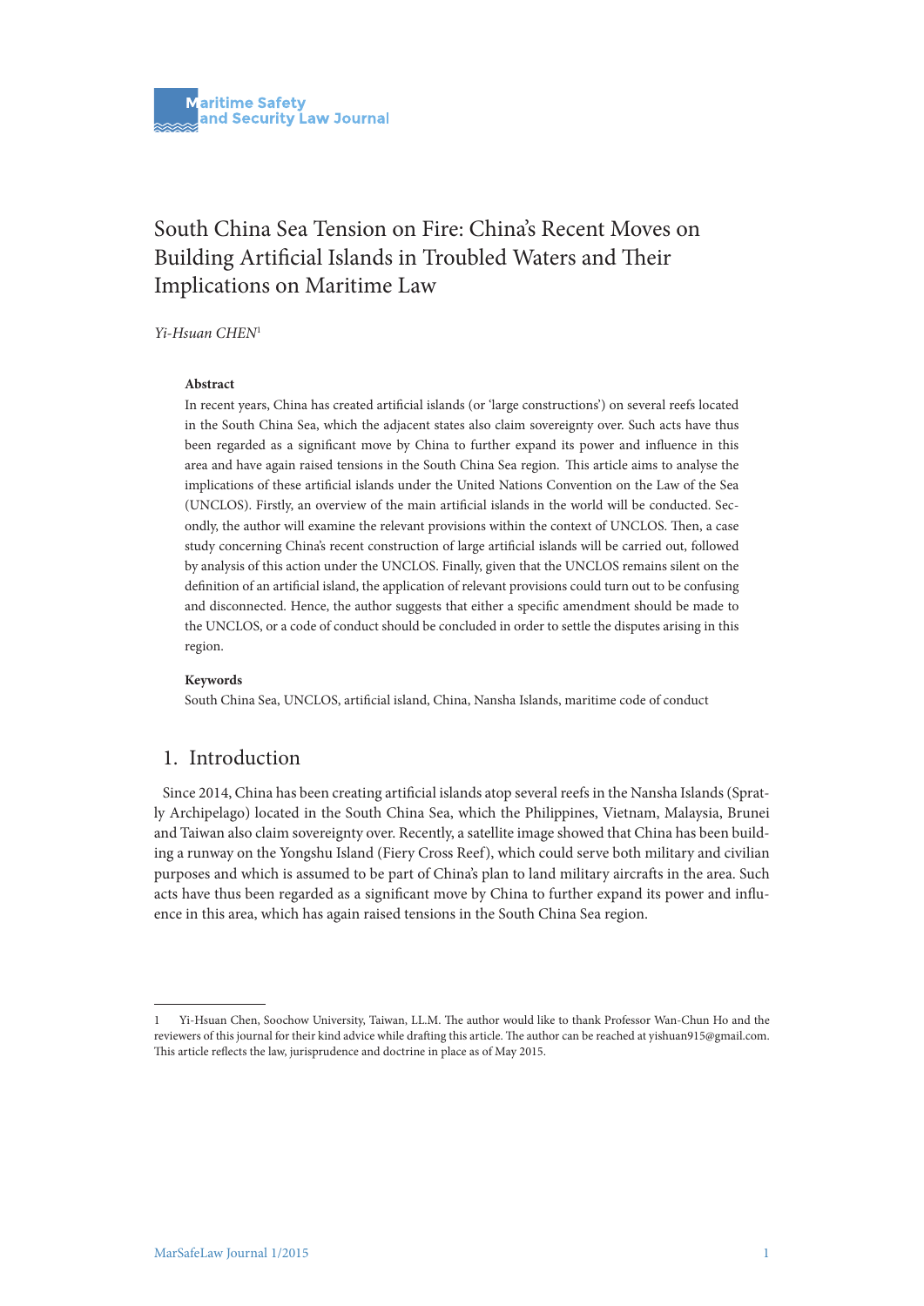# South China Sea Tension on Fire: China's Recent Moves on Building Artificial Islands in Troubled Waters and Their Implications on Maritime Law

*Yi-Hsuan CHEN*[1]

**Abstract**

In recent years, China has created artificial islands (or 'large constructions') on several reefs located in the South China Sea, which the adjacent states also claim sovereignty over. Such acts have thus been regarded as a significant move by China to further expand its power and influence in this area and have again raised tensions in the South China Sea region. This article aims to analyse the implications of these artificial islands under the United Nations Convention on the Law of the Sea (UNCLOS). Firstly, an overview of the main artificial islands in the world will be conducted. Secondly, the author will examine the relevant provisions within the context of UNCLOS. Then, a case study concerning China's recent construction of large artificial islands will be carried out, followed by analysis of this action under the UNCLOS. Finally, given that the UNCLOS remains silent on the definition of an artificial island, the application of relevant provisions could turn out to be confusing and disconnected. Hence, the author suggests that either a specific amendment should be made to the UNCLOS, or a code of conduct should be concluded in order to settle the disputes arising in this region.

**Keywords**

South China Sea, UNCLOS, artificial island, China, Nansha Islands, maritime code of conduct

## 1. Introduction

Since 2014, China has been creating artificial islands atop several reefs in the Nansha Islands (Spratly Archipelago) located in the South China Sea, which the Philippines, Vietnam, Malaysia, Brunei and Taiwan also claim sovereignty over. Recently, a satellite image showed that China has been building a runway on the Yongshu Island (Fiery Cross Reef), which could serve both military and civilian purposes and which is assumed to be part of China's plan to land military aircrafts in the area. Such acts have thus been regarded as a significant move by China to further expand its power and influence in this area, which has again raised tensions in the South China Sea region.

---

1 Yi-Hsuan Chen, Soochow University, Taiwan, LL.M. The author would like to thank Professor Wan-Chun Ho and the reviewers of this journal for their kind advice while drafting this article. The author can be reached at yishuan915@gmail.com. This article reflects the law, jurisprudence and doctrine in place as of May 2015.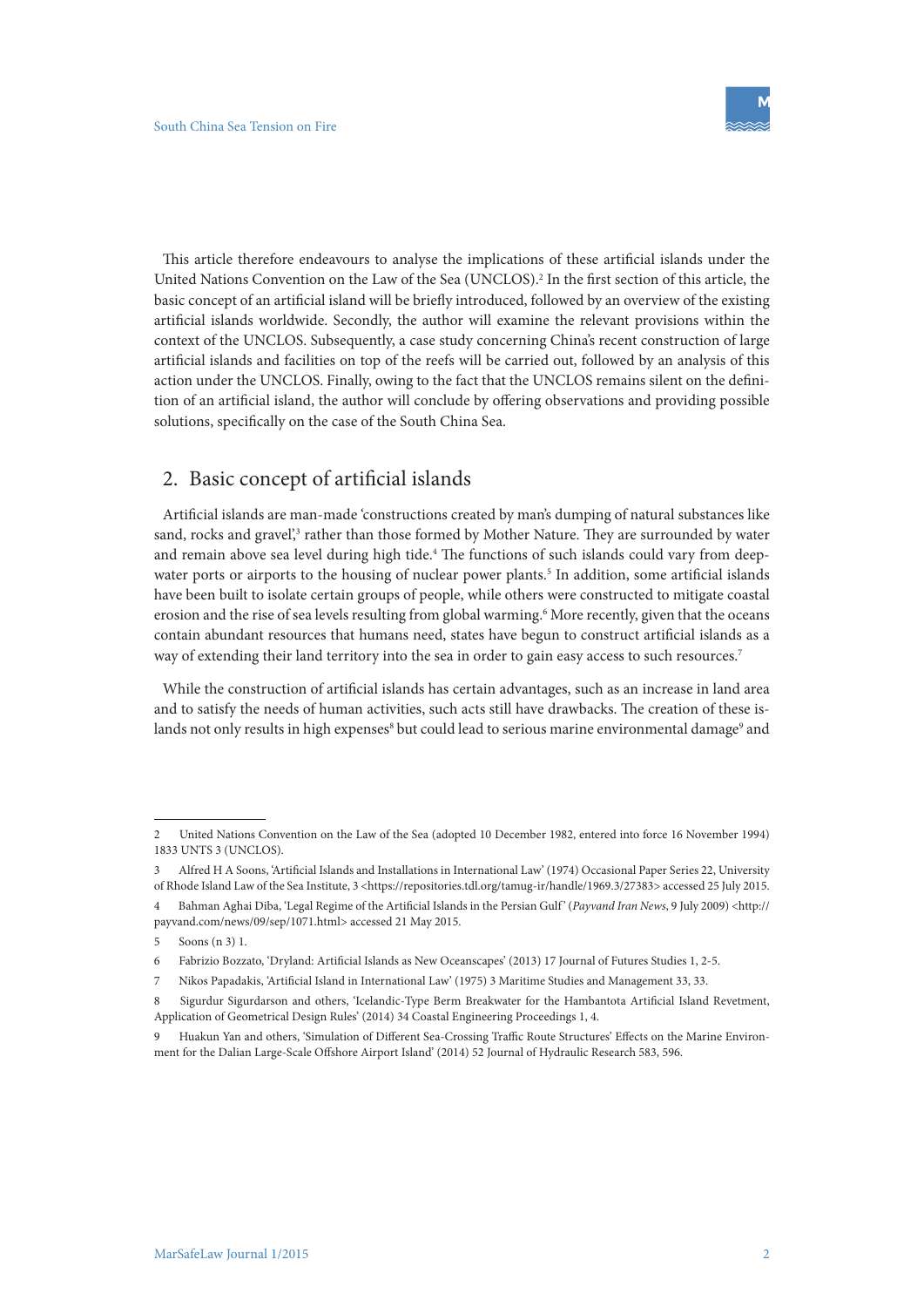This article therefore endeavours to analyse the implications of these artificial islands under the United Nations Convention on the Law of the Sea (UNCLOS).[2] In the first section of this article, the basic concept of an artificial island will be briefly introduced, followed by an overview of the existing artificial islands worldwide. Secondly, the author will examine the relevant provisions within the context of the UNCLOS. Subsequently, a case study concerning China's recent construction of large artificial islands and facilities on top of the reefs will be carried out, followed by an analysis of this action under the UNCLOS. Finally, owing to the fact that the UNCLOS remains silent on the definition of an artificial island, the author will conclude by offering observations and providing possible solutions, specifically on the case of the South China Sea.

## 2. Basic concept of artificial islands

Artificial islands are man-made 'constructions created by man's dumping of natural substances like sand, rocks and gravel',[3] rather than those formed by Mother Nature. They are surrounded by water and remain above sea level during high tide.[4] The functions of such islands could vary from deep-water ports or airports to the housing of nuclear power plants.[5] In addition, some artificial islands have been built to isolate certain groups of people, while others were constructed to mitigate coastal erosion and the rise of sea levels resulting from global warming.[6] More recently, given that the oceans contain abundant resources that humans need, states have begun to construct artificial islands as a way of extending their land territory into the sea in order to gain easy access to such resources.[7]

While the construction of artificial islands has certain advantages, such as an increase in land area and to satisfy the needs of human activities, such acts still have drawbacks. The creation of these islands not only results in high expenses[8] but could lead to serious marine environmental damage[9] and

---

2 United Nations Convention on the Law of the Sea (adopted 10 December 1982, entered into force 16 November 1994) 1833 UNTS 3 (UNCLOS).

3 Alfred H A Soons, 'Artificial Islands and Installations in International Law' (1974) Occasional Paper Series 22, University of Rhode Island Law of the Sea Institute, 3 <https://repositories.tdl.org/tamug-ir/handle/1969.3/27383> accessed 25 July 2015.

4 Bahman Aghai Diba, 'Legal Regime of the Artificial Islands in the Persian Gulf' (*Payvand Iran News*, 9 July 2009) <http://payvand.com/news/09/sep/1071.html> accessed 21 May 2015.

5 Soons (n 3) 1.

6 Fabrizio Bozzato, 'Dryland: Artificial Islands as New Oceanscapes' (2013) 17 Journal of Futures Studies 1, 2-5.

7 Nikos Papadakis, 'Artificial Island in International Law' (1975) 3 Maritime Studies and Management 33, 33.

8 Sigurdur Sigurdarson and others, 'Icelandic-Type Berm Breakwater for the Hambantota Artificial Island Revetment, Application of Geometrical Design Rules' (2014) 34 Coastal Engineering Proceedings 1, 4.

9 Huakun Yan and others, 'Simulation of Different Sea-Crossing Traffic Route Structures' Effects on the Marine Environment for the Dalian Large-Scale Offshore Airport Island' (2014) 52 Journal of Hydraulic Research 583, 596.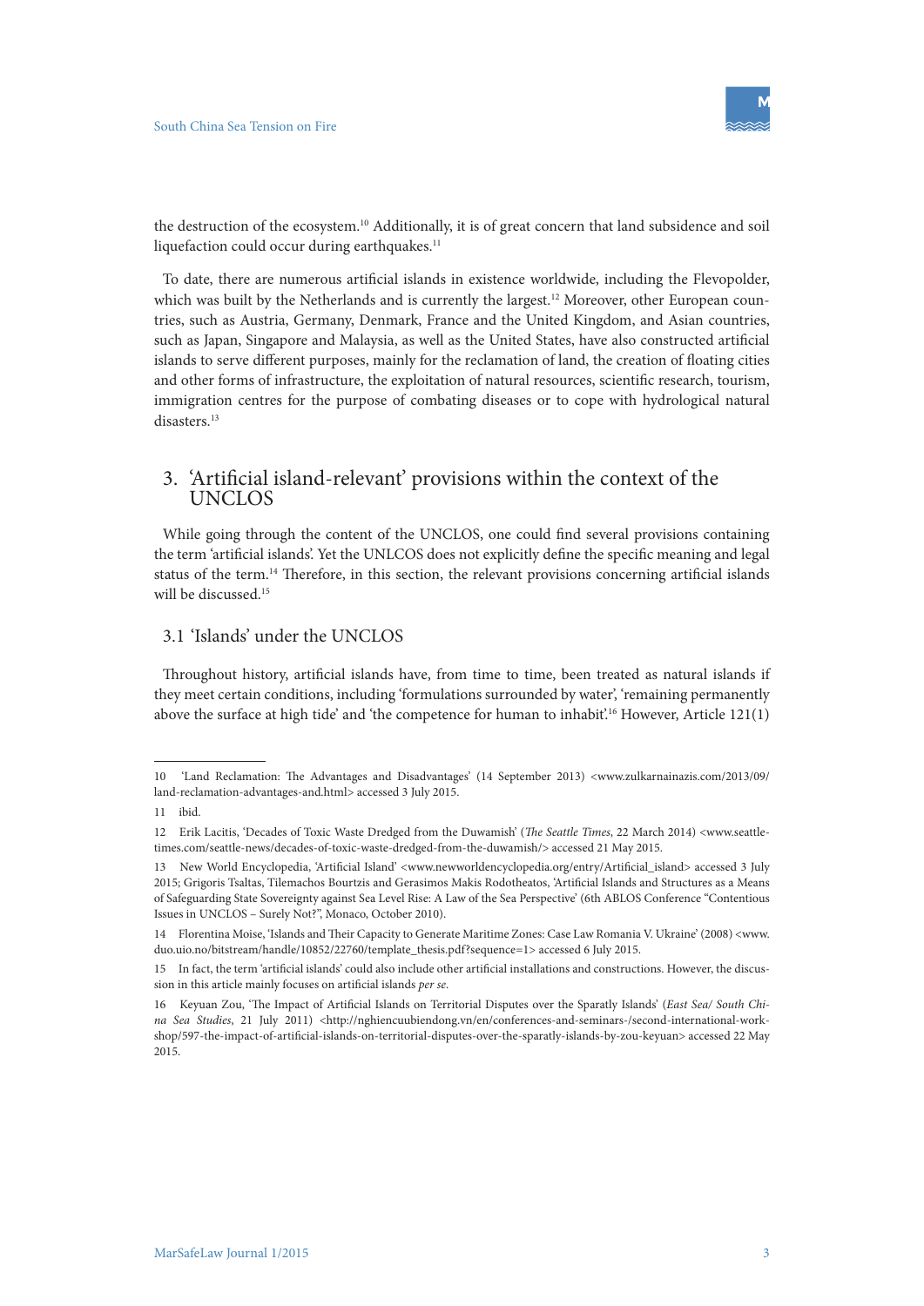the destruction of the ecosystem.[10] Additionally, it is of great concern that land subsidence and soil liquefaction could occur during earthquakes.[11]

To date, there are numerous artificial islands in existence worldwide, including the Flevopolder, which was built by the Netherlands and is currently the largest.[12] Moreover, other European countries, such as Austria, Germany, Denmark, France and the United Kingdom, and Asian countries, such as Japan, Singapore and Malaysia, as well as the United States, have also constructed artificial islands to serve different purposes, mainly for the reclamation of land, the creation of floating cities and other forms of infrastructure, the exploitation of natural resources, scientific research, tourism, immigration centres for the purpose of combating diseases or to cope with hydrological natural disasters.[13]

## 3. 'Artificial island-relevant' provisions within the context of the UNCLOS

While going through the content of the UNCLOS, one could find several provisions containing the term 'artificial islands'. Yet the UNLCOS does not explicitly define the specific meaning and legal status of the term.[14] Therefore, in this section, the relevant provisions concerning artificial islands will be discussed.[15]

### 3.1 'Islands' under the UNCLOS

Throughout history, artificial islands have, from time to time, been treated as natural islands if they meet certain conditions, including 'formulations surrounded by water', 'remaining permanently above the surface at high tide' and 'the competence for human to inhabit'.[16] However, Article 121(1)

---

10 'Land Reclamation: The Advantages and Disadvantages' (14 September 2013) <www.zulkarnainazis.com/2013/09/land-reclamation-advantages-and.html> accessed 3 July 2015.

11 ibid.

12 Erik Lacitis, 'Decades of Toxic Waste Dredged from the Duwamish' (*The Seattle Times*, 22 March 2014) <www.seattletimes.com/seattle-news/decades-of-toxic-waste-dredged-from-the-duwamish/> accessed 21 May 2015.

13 New World Encyclopedia, 'Artificial Island' <www.newworldencyclopedia.org/entry/Artificial_island> accessed 3 July 2015; Grigoris Tsaltas, Tilemachos Bourtzis and Gerasimos Makis Rodotheatos, 'Artificial Islands and Structures as a Means of Safeguarding State Sovereignty against Sea Level Rise: A Law of the Sea Perspective' (6th ABLOS Conference "Contentious Issues in UNCLOS – Surely Not?", Monaco, October 2010).

14 Florentina Moise, 'Islands and Their Capacity to Generate Maritime Zones: Case Law Romania V. Ukraine' (2008) <www.duo.uio.no/bitstream/handle/10852/22760/template_thesis.pdf?sequence=1> accessed 6 July 2015.

15 In fact, the term 'artificial islands' could also include other artificial installations and constructions. However, the discussion in this article mainly focuses on artificial islands *per se*.

16 Keyuan Zou, 'The Impact of Artificial Islands on Territorial Disputes over the Sparatly Islands' (*East Sea/ South China Sea Studies*, 21 July 2011) <http://nghiencuubiendong.vn/en/conferences-and-seminars-/second-international-workshop/597-the-impact-of-artificial-islands-on-territorial-disputes-over-the-sparatly-islands-by-zou-keyuan> accessed 22 May 2015.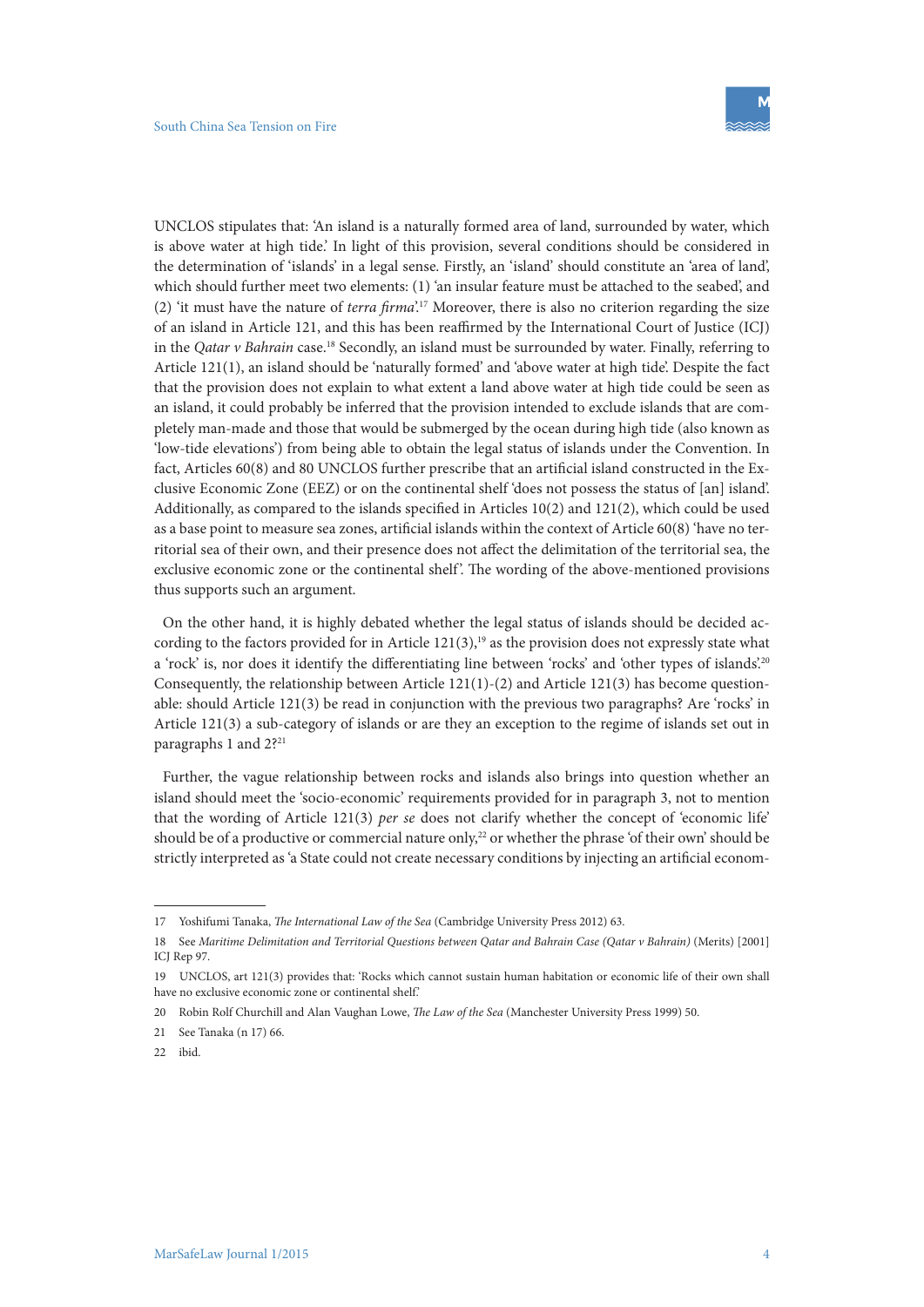UNCLOS stipulates that: 'An island is a naturally formed area of land, surrounded by water, which is above water at high tide.' In light of this provision, several conditions should be considered in the determination of 'islands' in a legal sense. Firstly, an 'island' should constitute an 'area of land', which should further meet two elements: (1) 'an insular feature must be attached to the seabed', and (2) 'it must have the nature of *terra firma*'.[17] Moreover, there is also no criterion regarding the size of an island in Article 121, and this has been reaffirmed by the International Court of Justice (ICJ) in the *Qatar v Bahrain* case.[18] Secondly, an island must be surrounded by water. Finally, referring to Article 121(1), an island should be 'naturally formed' and 'above water at high tide'. Despite the fact that the provision does not explain to what extent a land above water at high tide could be seen as an island, it could probably be inferred that the provision intended to exclude islands that are completely man-made and those that would be submerged by the ocean during high tide (also known as 'low-tide elevations') from being able to obtain the legal status of islands under the Convention. In fact, Articles 60(8) and 80 UNCLOS further prescribe that an artificial island constructed in the Exclusive Economic Zone (EEZ) or on the continental shelf 'does not possess the status of [an] island'. Additionally, as compared to the islands specified in Articles 10(2) and 121(2), which could be used as a base point to measure sea zones, artificial islands within the context of Article 60(8) 'have no territorial sea of their own, and their presence does not affect the delimitation of the territorial sea, the exclusive economic zone or the continental shelf'. The wording of the above-mentioned provisions thus supports such an argument.

On the other hand, it is highly debated whether the legal status of islands should be decided according to the factors provided for in Article 121(3),[19] as the provision does not expressly state what a 'rock' is, nor does it identify the differentiating line between 'rocks' and 'other types of islands'.[20] Consequently, the relationship between Article 121(1)-(2) and Article 121(3) has become questionable: should Article 121(3) be read in conjunction with the previous two paragraphs? Are 'rocks' in Article 121(3) a sub-category of islands or are they an exception to the regime of islands set out in paragraphs 1 and 2?[21]

Further, the vague relationship between rocks and islands also brings into question whether an island should meet the 'socio-economic' requirements provided for in paragraph 3, not to mention that the wording of Article 121(3) *per se* does not clarify whether the concept of 'economic life' should be of a productive or commercial nature only,[22] or whether the phrase 'of their own' should be strictly interpreted as 'a State could not create necessary conditions by injecting an artificial econom-

---

17 Yoshifumi Tanaka, *The International Law of the Sea* (Cambridge University Press 2012) 63.

18 See *Maritime Delimitation and Territorial Questions between Qatar and Bahrain Case (Qatar v Bahrain)* (Merits) [2001] ICJ Rep 97.

19 UNCLOS, art 121(3) provides that: 'Rocks which cannot sustain human habitation or economic life of their own shall have no exclusive economic zone or continental shelf.'

20 Robin Rolf Churchill and Alan Vaughan Lowe, *The Law of the Sea* (Manchester University Press 1999) 50.

21 See Tanaka (n 17) 66.

22 ibid.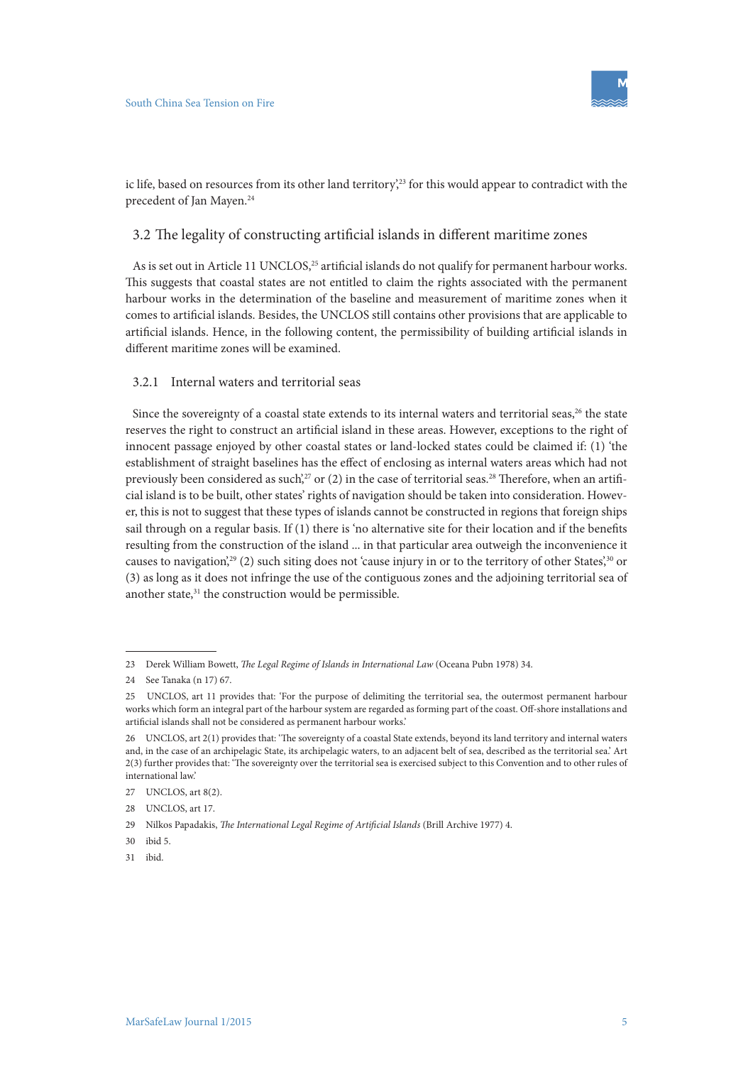ic life, based on resources from its other land territory',[23] for this would appear to contradict with the precedent of Jan Mayen.[24]

## 3.2 The legality of constructing artificial islands in different maritime zones

As is set out in Article 11 UNCLOS,[25] artificial islands do not qualify for permanent harbour works. This suggests that coastal states are not entitled to claim the rights associated with the permanent harbour works in the determination of the baseline and measurement of maritime zones when it comes to artificial islands. Besides, the UNCLOS still contains other provisions that are applicable to artificial islands. Hence, in the following content, the permissibility of building artificial islands in different maritime zones will be examined.

### 3.2.1 Internal waters and territorial seas

Since the sovereignty of a coastal state extends to its internal waters and territorial seas,[26] the state reserves the right to construct an artificial island in these areas. However, exceptions to the right of innocent passage enjoyed by other coastal states or land-locked states could be claimed if: (1) 'the establishment of straight baselines has the effect of enclosing as internal waters areas which had not previously been considered as such',[27] or (2) in the case of territorial seas.[28] Therefore, when an artificial island is to be built, other states' rights of navigation should be taken into consideration. However, this is not to suggest that these types of islands cannot be constructed in regions that foreign ships sail through on a regular basis. If (1) there is 'no alternative site for their location and if the benefits resulting from the construction of the island ... in that particular area outweigh the inconvenience it causes to navigation',[29] (2) such siting does not 'cause injury in or to the territory of other States',[30] or (3) as long as it does not infringe the use of the contiguous zones and the adjoining territorial sea of another state,[31] the construction would be permissible.

---

23 Derek William Bowett, *The Legal Regime of Islands in International Law* (Oceana Pubn 1978) 34.

24 See Tanaka (n 17) 67.

25 UNCLOS, art 11 provides that: 'For the purpose of delimiting the territorial sea, the outermost permanent harbour works which form an integral part of the harbour system are regarded as forming part of the coast. Off-shore installations and artificial islands shall not be considered as permanent harbour works.'

26 UNCLOS, art 2(1) provides that: 'The sovereignty of a coastal State extends, beyond its land territory and internal waters and, in the case of an archipelagic State, its archipelagic waters, to an adjacent belt of sea, described as the territorial sea.' Art 2(3) further provides that: 'The sovereignty over the territorial sea is exercised subject to this Convention and to other rules of international law.'

27 UNCLOS, art 8(2).

28 UNCLOS, art 17.

29 Nilkos Papadakis, *The International Legal Regime of Artificial Islands* (Brill Archive 1977) 4.

30 ibid 5.

31 ibid.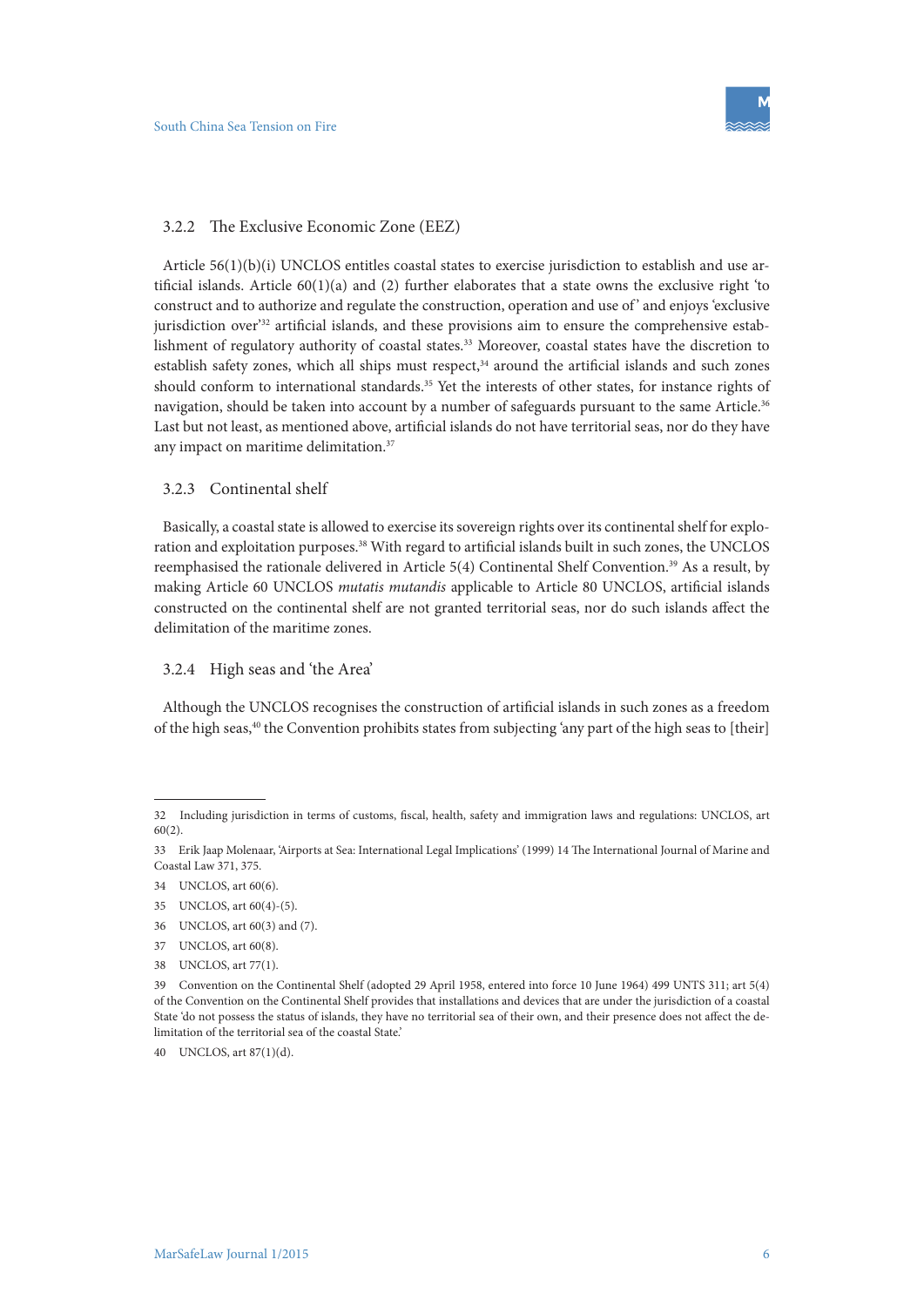#### 3.2.2 The Exclusive Economic Zone (EEZ)

Article 56(1)(b)(i) UNCLOS entitles coastal states to exercise jurisdiction to establish and use artificial islands. Article 60(1)(a) and (2) further elaborates that a state owns the exclusive right 'to construct and to authorize and regulate the construction, operation and use of' and enjoys 'exclusive jurisdiction over'[32] artificial islands, and these provisions aim to ensure the comprehensive establishment of regulatory authority of coastal states.[33] Moreover, coastal states have the discretion to establish safety zones, which all ships must respect,[34] around the artificial islands and such zones should conform to international standards.[35] Yet the interests of other states, for instance rights of navigation, should be taken into account by a number of safeguards pursuant to the same Article.[36] Last but not least, as mentioned above, artificial islands do not have territorial seas, nor do they have any impact on maritime delimitation.[37]

#### 3.2.3 Continental shelf

Basically, a coastal state is allowed to exercise its sovereign rights over its continental shelf for exploration and exploitation purposes.[38] With regard to artificial islands built in such zones, the UNCLOS reemphasised the rationale delivered in Article 5(4) Continental Shelf Convention.[39] As a result, by making Article 60 UNCLOS *mutatis mutandis* applicable to Article 80 UNCLOS, artificial islands constructed on the continental shelf are not granted territorial seas, nor do such islands affect the delimitation of the maritime zones.

#### 3.2.4 High seas and 'the Area'

Although the UNCLOS recognises the construction of artificial islands in such zones as a freedom of the high seas,[40] the Convention prohibits states from subjecting 'any part of the high seas to [their]

---

32 Including jurisdiction in terms of customs, fiscal, health, safety and immigration laws and regulations: UNCLOS, art 60(2).

33 Erik Jaap Molenaar, 'Airports at Sea: International Legal Implications' (1999) 14 The International Journal of Marine and Coastal Law 371, 375.

34 UNCLOS, art 60(6).

35 UNCLOS, art 60(4)-(5).

36 UNCLOS, art 60(3) and (7).

37 UNCLOS, art 60(8).

38 UNCLOS, art 77(1).

39 Convention on the Continental Shelf (adopted 29 April 1958, entered into force 10 June 1964) 499 UNTS 311; art 5(4) of the Convention on the Continental Shelf provides that installations and devices that are under the jurisdiction of a coastal State 'do not possess the status of islands, they have no territorial sea of their own, and their presence does not affect the delimitation of the territorial sea of the coastal State.'

40 UNCLOS, art 87(1)(d).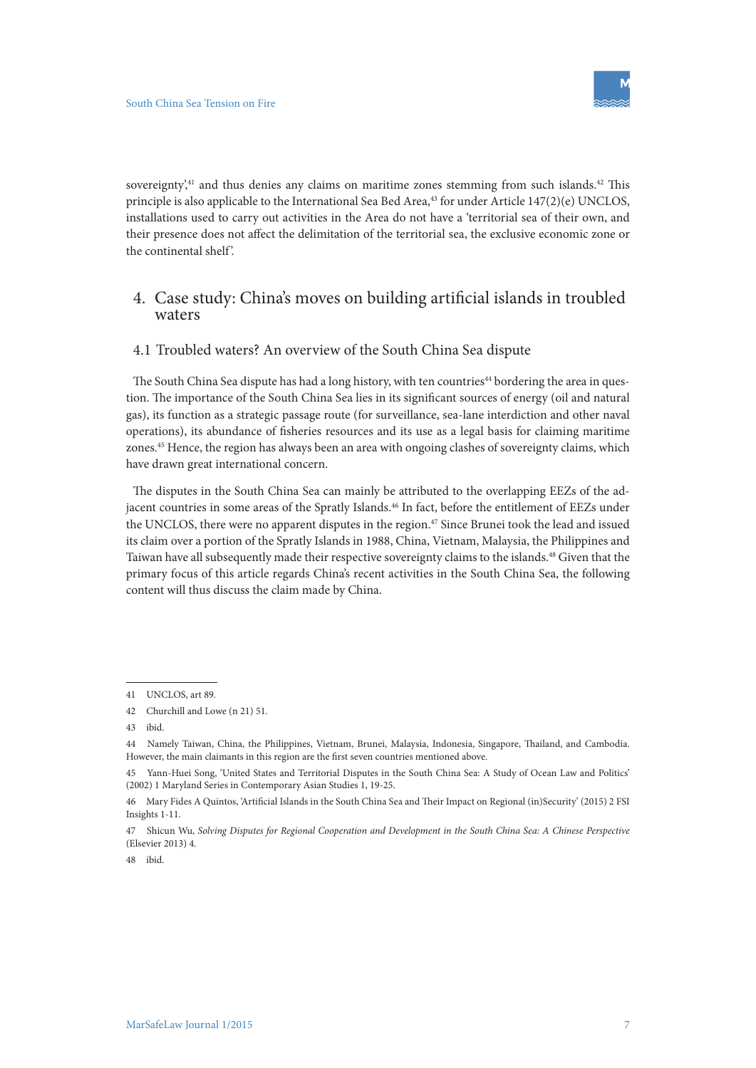sovereignty',[41] and thus denies any claims on maritime zones stemming from such islands.[42] This principle is also applicable to the International Sea Bed Area,[43] for under Article 147(2)(e) UNCLOS, installations used to carry out activities in the Area do not have a 'territorial sea of their own, and their presence does not affect the delimitation of the territorial sea, the exclusive economic zone or the continental shelf'.

## 4. Case study: China's moves on building artificial islands in troubled waters

### 4.1 Troubled waters? An overview of the South China Sea dispute

The South China Sea dispute has had a long history, with ten countries[44] bordering the area in question. The importance of the South China Sea lies in its significant sources of energy (oil and natural gas), its function as a strategic passage route (for surveillance, sea-lane interdiction and other naval operations), its abundance of fisheries resources and its use as a legal basis for claiming maritime zones.[45] Hence, the region has always been an area with ongoing clashes of sovereignty claims, which have drawn great international concern.

The disputes in the South China Sea can mainly be attributed to the overlapping EEZs of the adjacent countries in some areas of the Spratly Islands.[46] In fact, before the entitlement of EEZs under the UNCLOS, there were no apparent disputes in the region.[47] Since Brunei took the lead and issued its claim over a portion of the Spratly Islands in 1988, China, Vietnam, Malaysia, the Philippines and Taiwan have all subsequently made their respective sovereignty claims to the islands.[48] Given that the primary focus of this article regards China's recent activities in the South China Sea, the following content will thus discuss the claim made by China.

---

41 UNCLOS, art 89.

42 Churchill and Lowe (n 21) 51.

43 ibid.

44 Namely Taiwan, China, the Philippines, Vietnam, Brunei, Malaysia, Indonesia, Singapore, Thailand, and Cambodia. However, the main claimants in this region are the first seven countries mentioned above.

45 Yann-Huei Song, 'United States and Territorial Disputes in the South China Sea: A Study of Ocean Law and Politics' (2002) 1 Maryland Series in Contemporary Asian Studies 1, 19-25.

46 Mary Fides A Quintos, 'Artificial Islands in the South China Sea and Their Impact on Regional (in)Security' (2015) 2 FSI Insights 1-11.

47 Shicun Wu, *Solving Disputes for Regional Cooperation and Development in the South China Sea: A Chinese Perspective* (Elsevier 2013) 4.

48 ibid.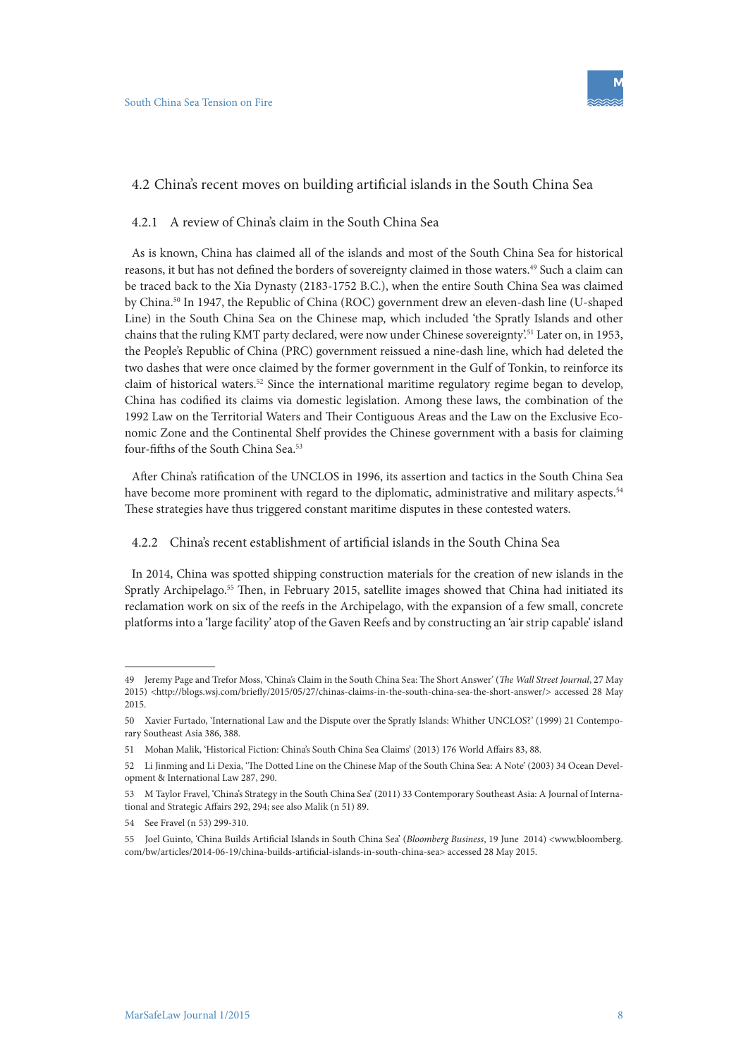## 4.2 China's recent moves on building artificial islands in the South China Sea

### 4.2.1 A review of China's claim in the South China Sea

As is known, China has claimed all of the islands and most of the South China Sea for historical reasons, it but has not defined the borders of sovereignty claimed in those waters.[49] Such a claim can be traced back to the Xia Dynasty (2183-1752 B.C.), when the entire South China Sea was claimed by China.[50] In 1947, the Republic of China (ROC) government drew an eleven-dash line (U-shaped Line) in the South China Sea on the Chinese map, which included 'the Spratly Islands and other chains that the ruling KMT party declared, were now under Chinese sovereignty'.[51] Later on, in 1953, the People's Republic of China (PRC) government reissued a nine-dash line, which had deleted the two dashes that were once claimed by the former government in the Gulf of Tonkin, to reinforce its claim of historical waters.[52] Since the international maritime regulatory regime began to develop, China has codified its claims via domestic legislation. Among these laws, the combination of the 1992 Law on the Territorial Waters and Their Contiguous Areas and the Law on the Exclusive Economic Zone and the Continental Shelf provides the Chinese government with a basis for claiming four-fifths of the South China Sea.[53]

After China's ratification of the UNCLOS in 1996, its assertion and tactics in the South China Sea have become more prominent with regard to the diplomatic, administrative and military aspects.[54] These strategies have thus triggered constant maritime disputes in these contested waters.

### 4.2.2 China's recent establishment of artificial islands in the South China Sea

In 2014, China was spotted shipping construction materials for the creation of new islands in the Spratly Archipelago.[55] Then, in February 2015, satellite images showed that China had initiated its reclamation work on six of the reefs in the Archipelago, with the expansion of a few small, concrete platforms into a 'large facility' atop of the Gaven Reefs and by constructing an 'air strip capable' island

---

49 Jeremy Page and Trefor Moss, 'China's Claim in the South China Sea: The Short Answer' (*The Wall Street Journal*, 27 May 2015) <http://blogs.wsj.com/briefly/2015/05/27/chinas-claims-in-the-south-china-sea-the-short-answer/> accessed 28 May 2015.

50 Xavier Furtado, 'International Law and the Dispute over the Spratly Islands: Whither UNCLOS?' (1999) 21 Contemporary Southeast Asia 386, 388.

51 Mohan Malik, 'Historical Fiction: China's South China Sea Claims' (2013) 176 World Affairs 83, 88.

52 Li Jinming and Li Dexia, 'The Dotted Line on the Chinese Map of the South China Sea: A Note' (2003) 34 Ocean Development & International Law 287, 290.

53 M Taylor Fravel, 'China's Strategy in the South China Sea' (2011) 33 Contemporary Southeast Asia: A Journal of International and Strategic Affairs 292, 294; see also Malik (n 51) 89.

54 See Fravel (n 53) 299-310.

55 Joel Guinto, 'China Builds Artificial Islands in South China Sea' (*Bloomberg Business*, 19 June 2014) <www.bloomberg.com/bw/articles/2014-06-19/china-builds-artificial-islands-in-south-china-sea> accessed 28 May 2015.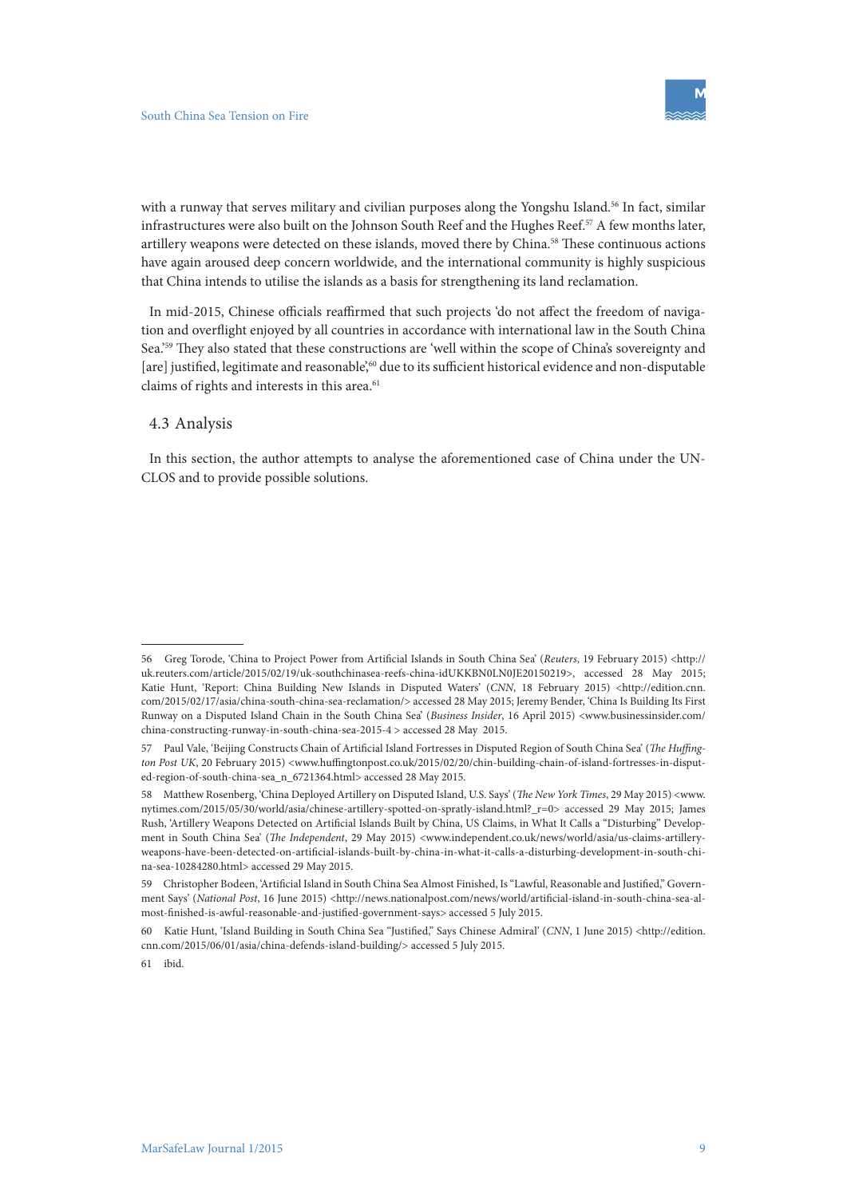with a runway that serves military and civilian purposes along the Yongshu Island.[56] In fact, similar infrastructures were also built on the Johnson South Reef and the Hughes Reef.[57] A few months later, artillery weapons were detected on these islands, moved there by China.[58] These continuous actions have again aroused deep concern worldwide, and the international community is highly suspicious that China intends to utilise the islands as a basis for strengthening its land reclamation.

In mid-2015, Chinese officials reaffirmed that such projects 'do not affect the freedom of navigation and overflight enjoyed by all countries in accordance with international law in the South China Sea.'[59] They also stated that these constructions are 'well within the scope of China's sovereignty and [are] justified, legitimate and reasonable',[60] due to its sufficient historical evidence and non-disputable claims of rights and interests in this area.[61]

## 4.3 Analysis

In this section, the author attempts to analyse the aforementioned case of China under the UNCLOS and to provide possible solutions.

---

56 Greg Torode, 'China to Project Power from Artificial Islands in South China Sea' (*Reuters*, 19 February 2015) <http://uk.reuters.com/article/2015/02/19/uk-southchinasea-reefs-china-idUKKBN0LN0JE20150219>, accessed 28 May 2015; Katie Hunt, 'Report: China Building New Islands in Disputed Waters' (*CNN*, 18 February 2015) <http://edition.cnn.com/2015/02/17/asia/china-south-china-sea-reclamation/> accessed 28 May 2015; Jeremy Bender, 'China Is Building Its First Runway on a Disputed Island Chain in the South China Sea' (*Business Insider*, 16 April 2015) <www.businessinsider.com/china-constructing-runway-in-south-china-sea-2015-4 > accessed 28 May 2015.

57 Paul Vale, 'Beijing Constructs Chain of Artificial Island Fortresses in Disputed Region of South China Sea' (*The Huffington Post UK*, 20 February 2015) <www.huffingtonpost.co.uk/2015/02/20/chin-building-chain-of-island-fortresses-in-disputed-region-of-south-china-sea_n_6721364.html> accessed 28 May 2015.

58 Matthew Rosenberg, 'China Deployed Artillery on Disputed Island, U.S. Says' (*The New York Times*, 29 May 2015) <www.nytimes.com/2015/05/30/world/asia/chinese-artillery-spotted-on-spratly-island.html?_r=0> accessed 29 May 2015; James Rush, 'Artillery Weapons Detected on Artificial Islands Built by China, US Claims, in What It Calls a "Disturbing" Development in South China Sea' (*The Independent*, 29 May 2015) <www.independent.co.uk/news/world/asia/us-claims-artillery-weapons-have-been-detected-on-artificial-islands-built-by-china-in-what-it-calls-a-disturbing-development-in-south-china-sea-10284280.html> accessed 29 May 2015.

59 Christopher Bodeen, 'Artificial Island in South China Sea Almost Finished, Is "Lawful, Reasonable and Justified," Government Says' (*National Post*, 16 June 2015) <http://news.nationalpost.com/news/world/artificial-island-in-south-china-sea-almost-finished-is-awful-reasonable-and-justified-government-says> accessed 5 July 2015.

60 Katie Hunt, 'Island Building in South China Sea "Justified," Says Chinese Admiral' (*CNN*, 1 June 2015) <http://edition.cnn.com/2015/06/01/asia/china-defends-island-building/> accessed 5 July 2015.

61 ibid.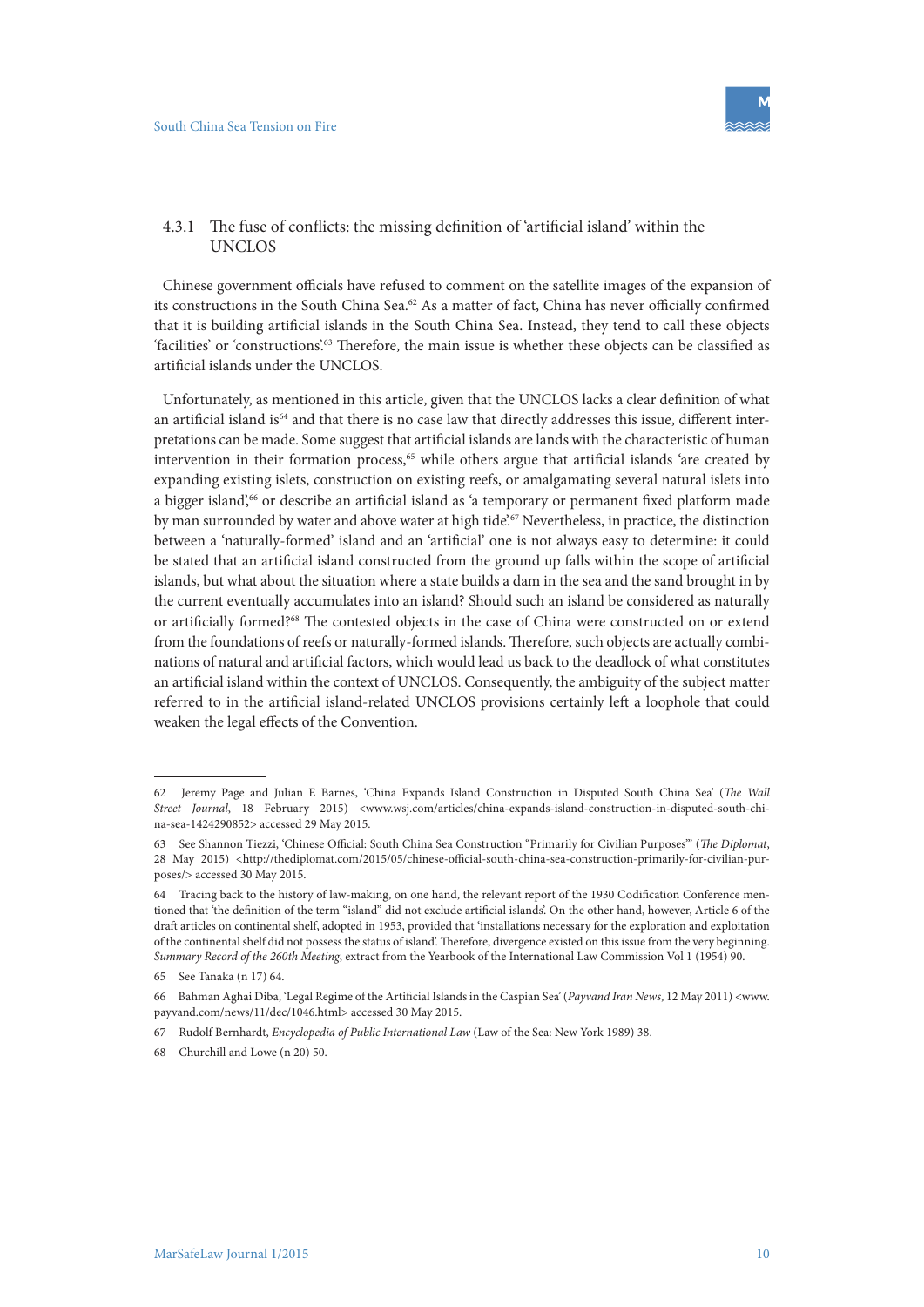### 4.3.1 The fuse of conflicts: the missing definition of 'artificial island' within the UNCLOS

Chinese government officials have refused to comment on the satellite images of the expansion of its constructions in the South China Sea.[62] As a matter of fact, China has never officially confirmed that it is building artificial islands in the South China Sea. Instead, they tend to call these objects 'facilities' or 'constructions'.[63] Therefore, the main issue is whether these objects can be classified as artificial islands under the UNCLOS.

Unfortunately, as mentioned in this article, given that the UNCLOS lacks a clear definition of what an artificial island is[64] and that there is no case law that directly addresses this issue, different interpretations can be made. Some suggest that artificial islands are lands with the characteristic of human intervention in their formation process,[65] while others argue that artificial islands 'are created by expanding existing islets, construction on existing reefs, or amalgamating several natural islets into a bigger island',[66] or describe an artificial island as 'a temporary or permanent fixed platform made by man surrounded by water and above water at high tide'.[67] Nevertheless, in practice, the distinction between a 'naturally-formed' island and an 'artificial' one is not always easy to determine: it could be stated that an artificial island constructed from the ground up falls within the scope of artificial islands, but what about the situation where a state builds a dam in the sea and the sand brought in by the current eventually accumulates into an island? Should such an island be considered as naturally or artificially formed?[68] The contested objects in the case of China were constructed on or extend from the foundations of reefs or naturally-formed islands. Therefore, such objects are actually combinations of natural and artificial factors, which would lead us back to the deadlock of what constitutes an artificial island within the context of UNCLOS. Consequently, the ambiguity of the subject matter referred to in the artificial island-related UNCLOS provisions certainly left a loophole that could weaken the legal effects of the Convention.

---

62 Jeremy Page and Julian E Barnes, 'China Expands Island Construction in Disputed South China Sea' (*The Wall Street Journal*, 18 February 2015) <www.wsj.com/articles/china-expands-island-construction-in-disputed-south-china-sea-1424290852> accessed 29 May 2015.

63 See Shannon Tiezzi, 'Chinese Official: South China Sea Construction "Primarily for Civilian Purposes"' (*The Diplomat*, 28 May 2015) <http://thediplomat.com/2015/05/chinese-official-south-china-sea-construction-primarily-for-civilian-purposes/> accessed 30 May 2015.

64 Tracing back to the history of law-making, on one hand, the relevant report of the 1930 Codification Conference mentioned that 'the definition of the term "island" did not exclude artificial islands'. On the other hand, however, Article 6 of the draft articles on continental shelf, adopted in 1953, provided that 'installations necessary for the exploration and exploitation of the continental shelf did not possess the status of island'. Therefore, divergence existed on this issue from the very beginning. *Summary Record of the 260th Meeting*, extract from the Yearbook of the International Law Commission Vol 1 (1954) 90.

65 See Tanaka (n 17) 64.

66 Bahman Aghai Diba, 'Legal Regime of the Artificial Islands in the Caspian Sea' (*Payvand Iran News*, 12 May 2011) <www.payvand.com/news/11/dec/1046.html> accessed 30 May 2015.

67 Rudolf Bernhardt, *Encyclopedia of Public International Law* (Law of the Sea: New York 1989) 38.

68 Churchill and Lowe (n 20) 50.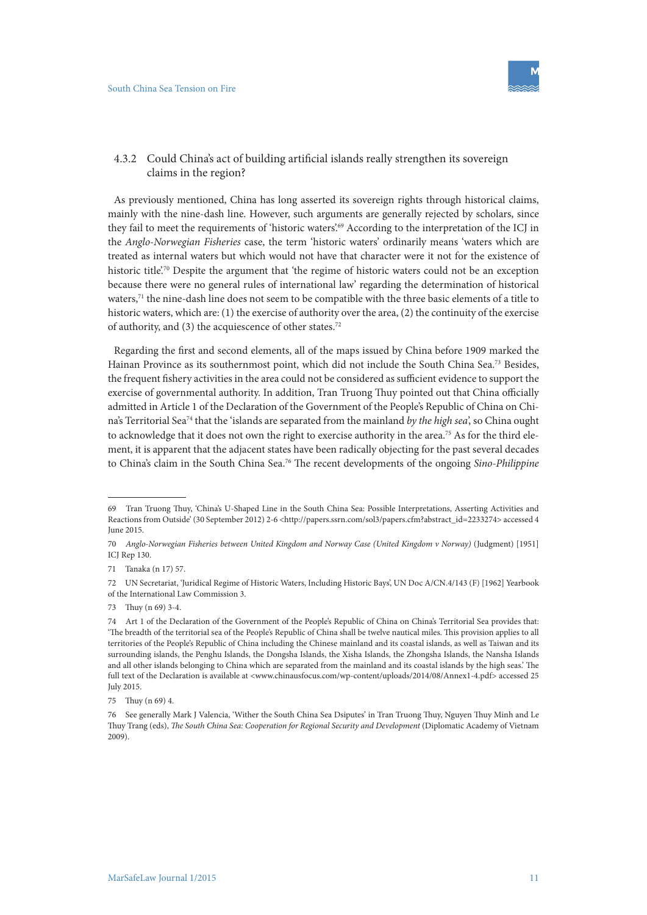#### 4.3.2 Could China's act of building artificial islands really strengthen its sovereign claims in the region?

As previously mentioned, China has long asserted its sovereign rights through historical claims, mainly with the nine-dash line. However, such arguments are generally rejected by scholars, since they fail to meet the requirements of 'historic waters'.[69] According to the interpretation of the ICJ in the *Anglo-Norwegian Fisheries* case, the term 'historic waters' ordinarily means 'waters which are treated as internal waters but which would not have that character were it not for the existence of historic title'.[70] Despite the argument that 'the regime of historic waters could not be an exception because there were no general rules of international law' regarding the determination of historical waters,[71] the nine-dash line does not seem to be compatible with the three basic elements of a title to historic waters, which are: (1) the exercise of authority over the area, (2) the continuity of the exercise of authority, and (3) the acquiescence of other states.[72]

Regarding the first and second elements, all of the maps issued by China before 1909 marked the Hainan Province as its southernmost point, which did not include the South China Sea.[73] Besides, the frequent fishery activities in the area could not be considered as sufficient evidence to support the exercise of governmental authority. In addition, Tran Truong Thuy pointed out that China officially admitted in Article 1 of the Declaration of the Government of the People's Republic of China on China's Territorial Sea[74] that the 'islands are separated from the mainland *by the high sea*', so China ought to acknowledge that it does not own the right to exercise authority in the area.[75] As for the third element, it is apparent that the adjacent states have been radically objecting for the past several decades to China's claim in the South China Sea.[76] The recent developments of the ongoing *Sino-Philippine*

---

69 Tran Truong Thuy, 'China's U-Shaped Line in the South China Sea: Possible Interpretations, Asserting Activities and Reactions from Outside' (30 September 2012) 2-6 <http://papers.ssrn.com/sol3/papers.cfm?abstract_id=2233274> accessed 4 June 2015.

70 *Anglo-Norwegian Fisheries between United Kingdom and Norway Case (United Kingdom v Norway)* (Judgment) [1951] ICJ Rep 130.

71 Tanaka (n 17) 57.

72 UN Secretariat, 'Juridical Regime of Historic Waters, Including Historic Bays', UN Doc A/CN.4/143 (F) [1962] Yearbook of the International Law Commission 3.

73 Thuy (n 69) 3-4.

74 Art 1 of the Declaration of the Government of the People's Republic of China on China's Territorial Sea provides that: 'The breadth of the territorial sea of the People's Republic of China shall be twelve nautical miles. This provision applies to all territories of the People's Republic of China including the Chinese mainland and its coastal islands, as well as Taiwan and its surrounding islands, the Penghu Islands, the Dongsha Islands, the Xisha Islands, the Zhongsha Islands, the Nansha Islands and all other islands belonging to China which are separated from the mainland and its coastal islands by the high seas.' The full text of the Declaration is available at <www.chinausfocus.com/wp-content/uploads/2014/08/Annex1-4.pdf> accessed 25 July 2015.

75 Thuy (n 69) 4.

76 See generally Mark J Valencia, 'Wither the South China Sea Dsiputes' in Tran Truong Thuy, Nguyen Thuy Minh and Le Thuy Trang (eds), *The South China Sea: Cooperation for Regional Security and Development* (Diplomatic Academy of Vietnam 2009).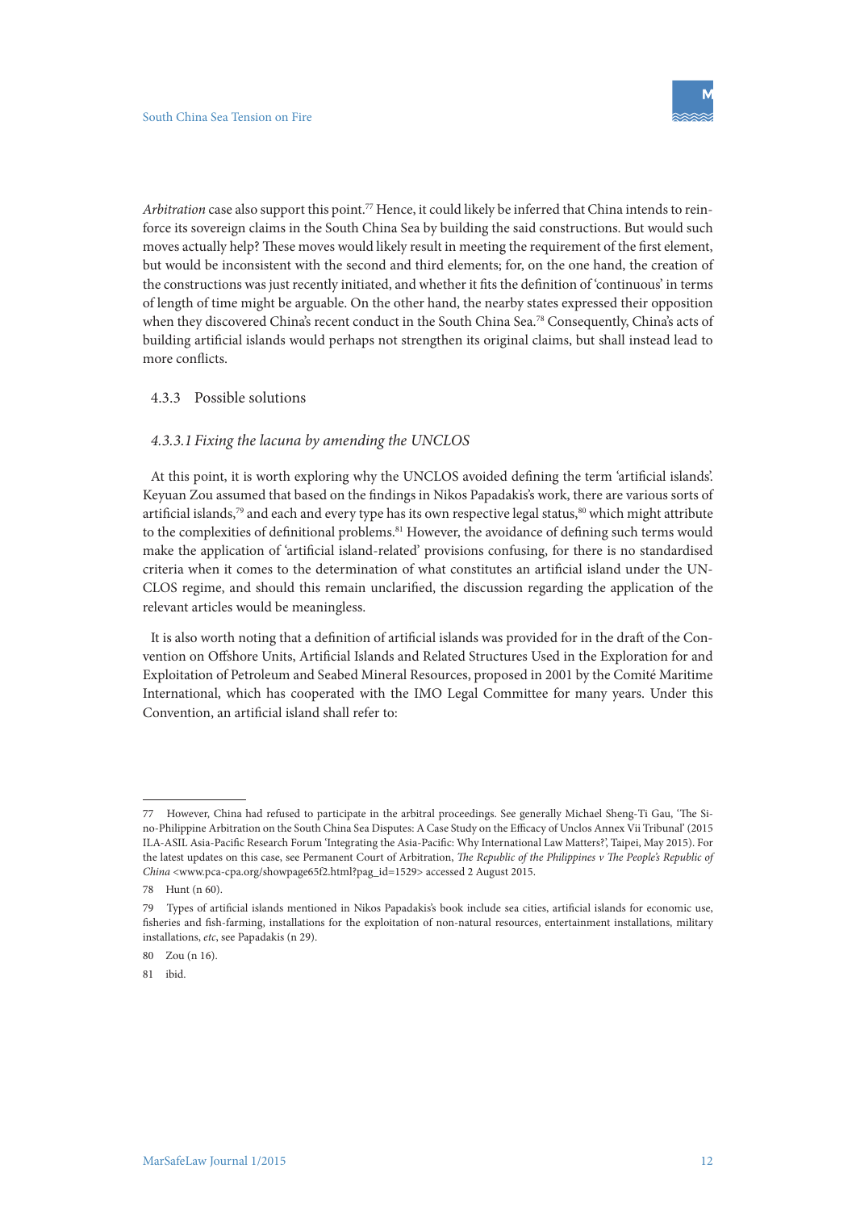*Arbitration* case also support this point.[77] Hence, it could likely be inferred that China intends to reinforce its sovereign claims in the South China Sea by building the said constructions. But would such moves actually help? These moves would likely result in meeting the requirement of the first element, but would be inconsistent with the second and third elements; for, on the one hand, the creation of the constructions was just recently initiated, and whether it fits the definition of 'continuous' in terms of length of time might be arguable. On the other hand, the nearby states expressed their opposition when they discovered China's recent conduct in the South China Sea.[78] Consequently, China's acts of building artificial islands would perhaps not strengthen its original claims, but shall instead lead to more conflicts.

### 4.3.3 Possible solutions

#### *4.3.3.1 Fixing the lacuna by amending the UNCLOS*

At this point, it is worth exploring why the UNCLOS avoided defining the term 'artificial islands'. Keyuan Zou assumed that based on the findings in Nikos Papadakis's work, there are various sorts of artificial islands,[79] and each and every type has its own respective legal status,[80] which might attribute to the complexities of definitional problems.[81] However, the avoidance of defining such terms would make the application of 'artificial island-related' provisions confusing, for there is no standardised criteria when it comes to the determination of what constitutes an artificial island under the UNCLOS regime, and should this remain unclarified, the discussion regarding the application of the relevant articles would be meaningless.

It is also worth noting that a definition of artificial islands was provided for in the draft of the Convention on Offshore Units, Artificial Islands and Related Structures Used in the Exploration for and Exploitation of Petroleum and Seabed Mineral Resources, proposed in 2001 by the Comité Maritime International, which has cooperated with the IMO Legal Committee for many years. Under this Convention, an artificial island shall refer to:

---

77 However, China had refused to participate in the arbitral proceedings. See generally Michael Sheng-Ti Gau, 'The Sino-Philippine Arbitration on the South China Sea Disputes: A Case Study on the Efficacy of Unclos Annex Vii Tribunal' (2015 ILA-ASIL Asia-Pacific Research Forum 'Integrating the Asia-Pacific: Why International Law Matters?', Taipei, May 2015). For the latest updates on this case, see Permanent Court of Arbitration, *The Republic of the Philippines v The People's Republic of China* <www.pca-cpa.org/showpage65f2.html?pag_id=1529> accessed 2 August 2015.

78 Hunt (n 60).

79 Types of artificial islands mentioned in Nikos Papadakis's book include sea cities, artificial islands for economic use, fisheries and fish-farming, installations for the exploitation of non-natural resources, entertainment installations, military installations, *etc*, see Papadakis (n 29).

80 Zou (n 16).

81 ibid.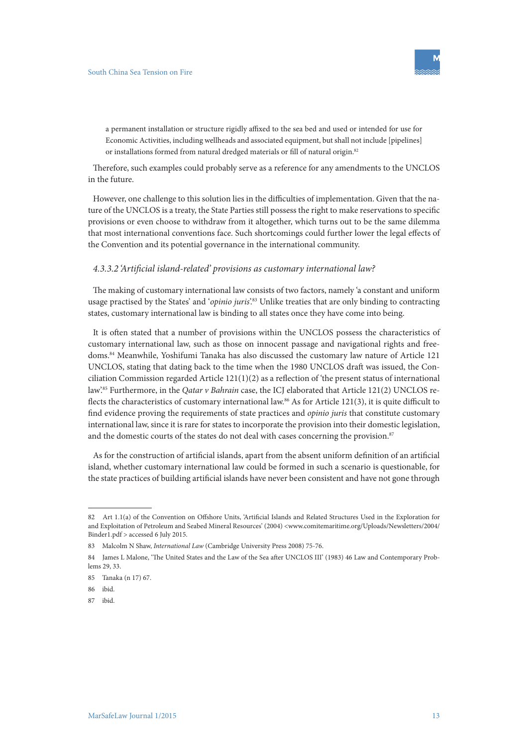> a permanent installation or structure rigidly affixed to the sea bed and used or intended for use for Economic Activities, including wellheads and associated equipment, but shall not include [pipelines] or installations formed from natural dredged materials or fill of natural origin.[82]

Therefore, such examples could probably serve as a reference for any amendments to the UNCLOS in the future.

However, one challenge to this solution lies in the difficulties of implementation. Given that the nature of the UNCLOS is a treaty, the State Parties still possess the right to make reservations to specific provisions or even choose to withdraw from it altogether, which turns out to be the same dilemma that most international conventions face. Such shortcomings could further lower the legal effects of the Convention and its potential governance in the international community.

#### *4.3.3.2 'Artificial island-related' provisions as customary international law?*

The making of customary international law consists of two factors, namely 'a constant and uniform usage practised by the States' and '*opinio juris*'.[83] Unlike treaties that are only binding to contracting states, customary international law is binding to all states once they have come into being.

It is often stated that a number of provisions within the UNCLOS possess the characteristics of customary international law, such as those on innocent passage and navigational rights and freedoms.[84] Meanwhile, Yoshifumi Tanaka has also discussed the customary law nature of Article 121 UNCLOS, stating that dating back to the time when the 1980 UNCLOS draft was issued, the Conciliation Commission regarded Article 121(1)(2) as a reflection of 'the present status of international law'.[85] Furthermore, in the *Qatar v Bahrain* case, the ICJ elaborated that Article 121(2) UNCLOS reflects the characteristics of customary international law.[86] As for Article 121(3), it is quite difficult to find evidence proving the requirements of state practices and *opinio juris* that constitute customary international law, since it is rare for states to incorporate the provision into their domestic legislation, and the domestic courts of the states do not deal with cases concerning the provision.[87]

As for the construction of artificial islands, apart from the absent uniform definition of an artificial island, whether customary international law could be formed in such a scenario is questionable, for the state practices of building artificial islands have never been consistent and have not gone through

---

82 Art 1.1(a) of the Convention on Offshore Units, 'Artificial Islands and Related Structures Used in the Exploration for and Exploitation of Petroleum and Seabed Mineral Resources' (2004) <www.comitemaritime.org/Uploads/Newsletters/2004/Binder1.pdf > accessed 6 July 2015.

83 Malcolm N Shaw, *International Law* (Cambridge University Press 2008) 75-76.

84 James L Malone, 'The United States and the Law of the Sea after UNCLOS III' (1983) 46 Law and Contemporary Problems 29, 33.

85 Tanaka (n 17) 67.

86 ibid.

87 ibid.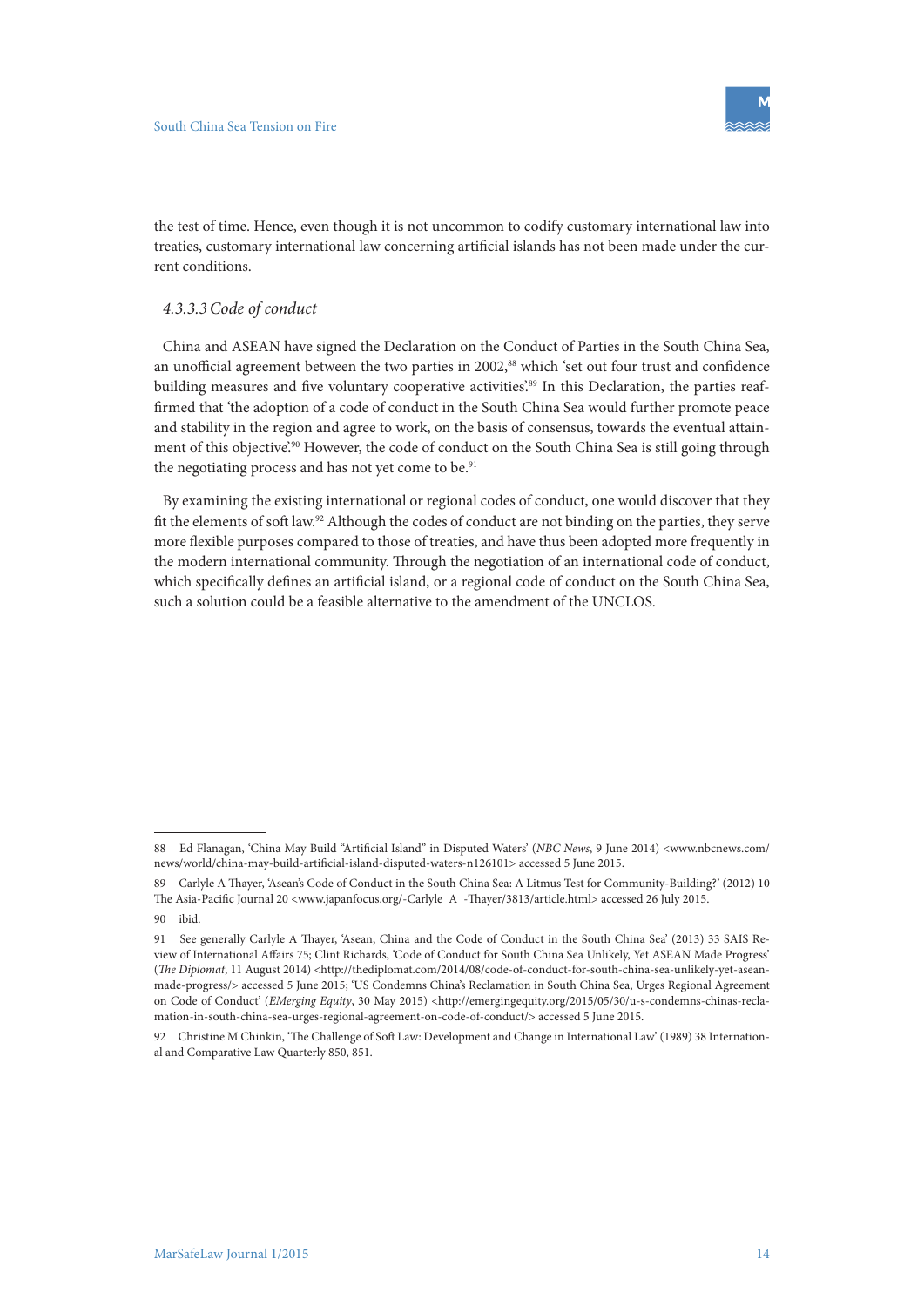the test of time. Hence, even though it is not uncommon to codify customary international law into treaties, customary international law concerning artificial islands has not been made under the current conditions.

#### *4.3.3.3 Code of conduct*

China and ASEAN have signed the Declaration on the Conduct of Parties in the South China Sea, an unofficial agreement between the two parties in 2002,[88] which 'set out four trust and confidence building measures and five voluntary cooperative activities'.[89] In this Declaration, the parties reaffirmed that 'the adoption of a code of conduct in the South China Sea would further promote peace and stability in the region and agree to work, on the basis of consensus, towards the eventual attainment of this objective'.[90] However, the code of conduct on the South China Sea is still going through the negotiating process and has not yet come to be.[91]

By examining the existing international or regional codes of conduct, one would discover that they fit the elements of soft law.[92] Although the codes of conduct are not binding on the parties, they serve more flexible purposes compared to those of treaties, and have thus been adopted more frequently in the modern international community. Through the negotiation of an international code of conduct, which specifically defines an artificial island, or a regional code of conduct on the South China Sea, such a solution could be a feasible alternative to the amendment of the UNCLOS.

---

88 Ed Flanagan, 'China May Build "Artificial Island" in Disputed Waters' (*NBC News*, 9 June 2014) <www.nbcnews.com/news/world/china-may-build-artificial-island-disputed-waters-n126101> accessed 5 June 2015.

89 Carlyle A Thayer, 'Asean's Code of Conduct in the South China Sea: A Litmus Test for Community-Building?' (2012) 10 The Asia-Pacific Journal 20 <www.japanfocus.org/-Carlyle_A_-Thayer/3813/article.html> accessed 26 July 2015.

90 ibid.

91 See generally Carlyle A Thayer, 'Asean, China and the Code of Conduct in the South China Sea' (2013) 33 SAIS Review of International Affairs 75; Clint Richards, 'Code of Conduct for South China Sea Unlikely, Yet ASEAN Made Progress' (*The Diplomat*, 11 August 2014) <http://thediplomat.com/2014/08/code-of-conduct-for-south-china-sea-unlikely-yet-asean-made-progress/> accessed 5 June 2015; 'US Condemns China's Reclamation in South China Sea, Urges Regional Agreement on Code of Conduct' (*EMerging Equity*, 30 May 2015) <http://emergingequity.org/2015/05/30/u-s-condemns-chinas-reclamation-in-south-china-sea-urges-regional-agreement-on-code-of-conduct/> accessed 5 June 2015.

92 Christine M Chinkin, 'The Challenge of Soft Law: Development and Change in International Law' (1989) 38 International and Comparative Law Quarterly 850, 851.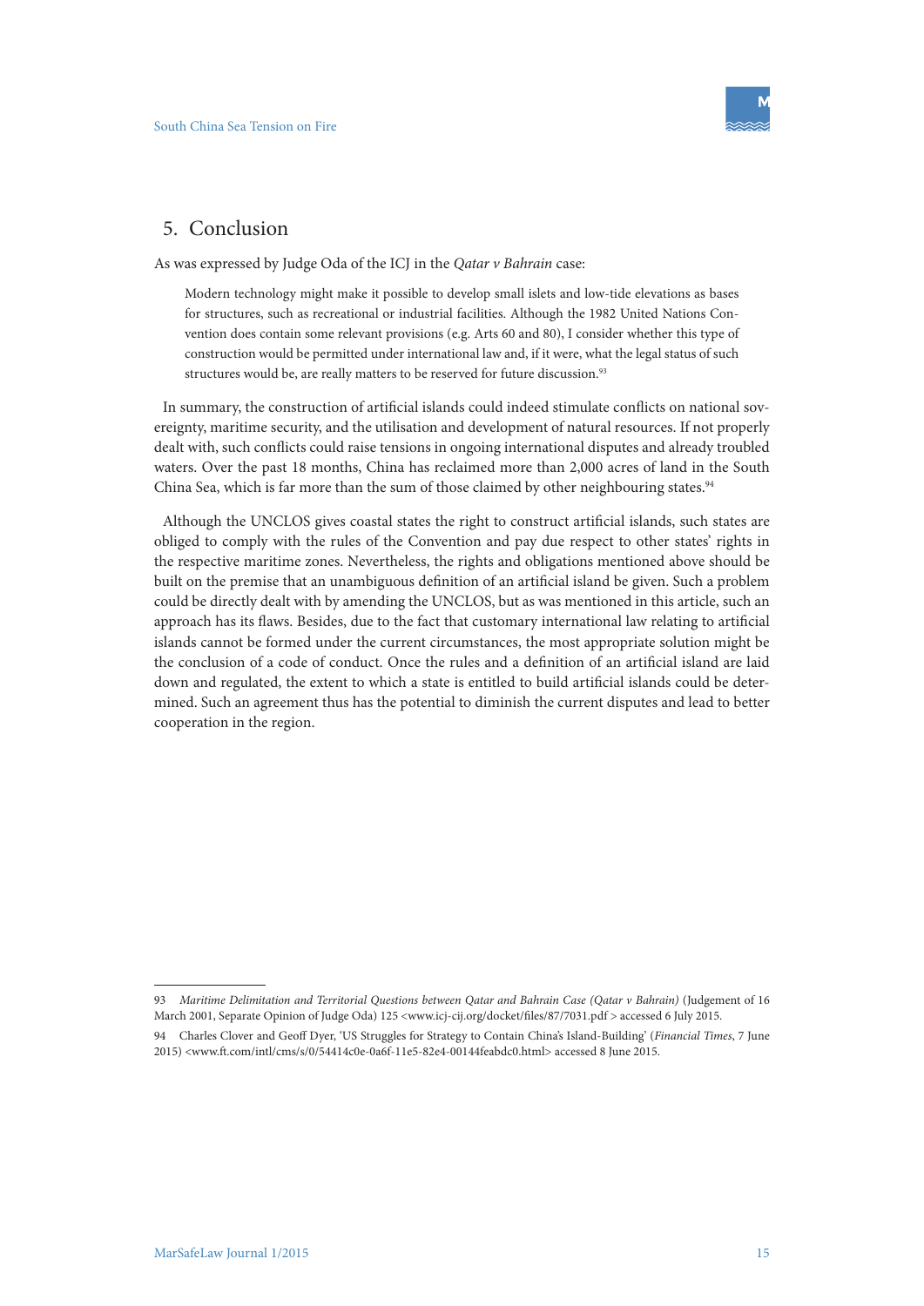## 5. Conclusion

As was expressed by Judge Oda of the ICJ in the *Qatar v Bahrain* case:

> Modern technology might make it possible to develop small islets and low-tide elevations as bases for structures, such as recreational or industrial facilities. Although the 1982 United Nations Convention does contain some relevant provisions (e.g. Arts 60 and 80), I consider whether this type of construction would be permitted under international law and, if it were, what the legal status of such structures would be, are really matters to be reserved for future discussion.[93]

In summary, the construction of artificial islands could indeed stimulate conflicts on national sovereignty, maritime security, and the utilisation and development of natural resources. If not properly dealt with, such conflicts could raise tensions in ongoing international disputes and already troubled waters. Over the past 18 months, China has reclaimed more than 2,000 acres of land in the South China Sea, which is far more than the sum of those claimed by other neighbouring states.[94]

Although the UNCLOS gives coastal states the right to construct artificial islands, such states are obliged to comply with the rules of the Convention and pay due respect to other states' rights in the respective maritime zones. Nevertheless, the rights and obligations mentioned above should be built on the premise that an unambiguous definition of an artificial island be given. Such a problem could be directly dealt with by amending the UNCLOS, but as was mentioned in this article, such an approach has its flaws. Besides, due to the fact that customary international law relating to artificial islands cannot be formed under the current circumstances, the most appropriate solution might be the conclusion of a code of conduct. Once the rules and a definition of an artificial island are laid down and regulated, the extent to which a state is entitled to build artificial islands could be determined. Such an agreement thus has the potential to diminish the current disputes and lead to better cooperation in the region.

---

93 *Maritime Delimitation and Territorial Questions between Qatar and Bahrain Case (Qatar v Bahrain)* (Judgement of 16 March 2001, Separate Opinion of Judge Oda) 125 <www.icj-cij.org/docket/files/87/7031.pdf > accessed 6 July 2015.

94 Charles Clover and Geoff Dyer, 'US Struggles for Strategy to Contain China's Island-Building' (*Financial Times*, 7 June 2015) <www.ft.com/intl/cms/s/0/54414c0e-0a6f-11e5-82e4-00144feabdc0.html> accessed 8 June 2015.